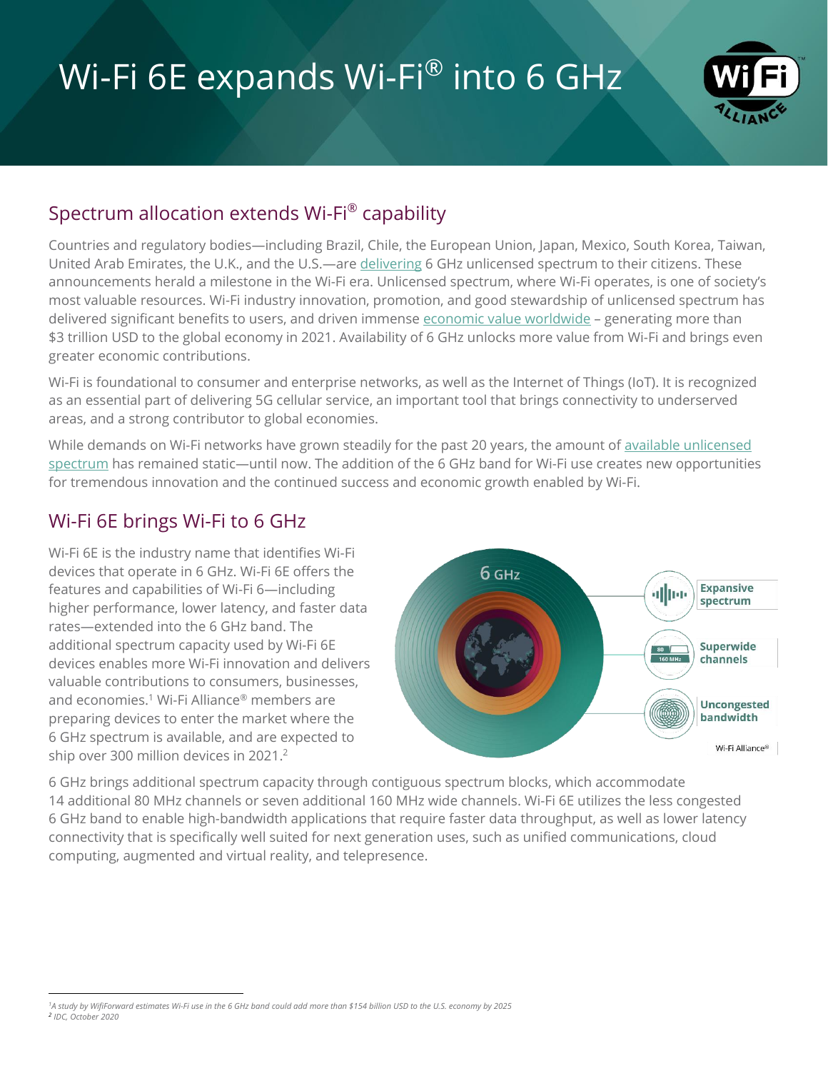# Wi-Fi 6E expands Wi-Fi® into 6 GHz

## Spectrum allocation extends Wi-Fi® capability

Countries and regulatory bodies—including Brazil, Chile, the European Union, Japan, Mexico, South Korea, Taiwan, United Arab Emirates, the U.K., and the U.S.—are delivering 6 GHz unlicensed spectrum to their citizens. These announcements herald a milestone in the Wi-Fi era. Unlicensed spectrum, where Wi-Fi operates, is one of society's most valuable resources. Wi-Fi industry innovation, promotion, and good stewardship of unlicensed spectrum has delivered significant benefits to users, and driven immense economic value worldwide – generating more than $3 trillion USD to the global economy in 2021. Availability of 6 GHz unlocks more value from Wi-Fi and brings even greater economic contributions.

Wi-Fi is foundational to consumer and enterprise networks, as well as the Internet of Things (IoT). It is recognized as an essential part of delivering 5G cellular service, an important tool that brings connectivity to underserved areas, and a strong contributor to global economies.

While demands on Wi-Fi networks have grown steadily for the past 20 years, the amount of available unlicensed spectrum has remained static—until now. The addition of the 6 GHz band for Wi-Fi use creates new opportunities for tremendous innovation and the continued success and economic growth enabled by Wi-Fi.

## Wi-Fi 6E brings Wi-Fi to 6 GHz

Wi-Fi 6E is the industry name that identifies Wi-Fi devices that operate in 6 GHz. Wi-Fi 6E offers the features and capabilities of Wi-Fi 6—including higher performance, lower latency, and faster data rates—extended into the 6 GHz band. The additional spectrum capacity used by Wi-Fi 6E devices enables more Wi-Fi innovation and delivers valuable contributions to consumers, businesses, and economies.[1] Wi-Fi Alliance® members are preparing devices to enter the market where the 6 GHz spectrum is available, and are expected to ship over 300 million devices in 2021.[2]

6 GHz brings additional spectrum capacity through contiguous spectrum blocks, which accommodate 14 additional 80 MHz channels or seven additional 160 MHz wide channels. Wi-Fi 6E utilizes the less congested 6 GHz band to enable high-bandwidth applications that require faster data throughput, as well as lower latency connectivity that is specifically well suited for next generation uses, such as unified communications, cloud computing, augmented and virtual reality, and telepresence.

---

[1] *A study by WifiForward estimates Wi-Fi use in the 6 GHz band could add more than $154 billion USD to the U.S. economy by 2025*

[2] *IDC, October 2020*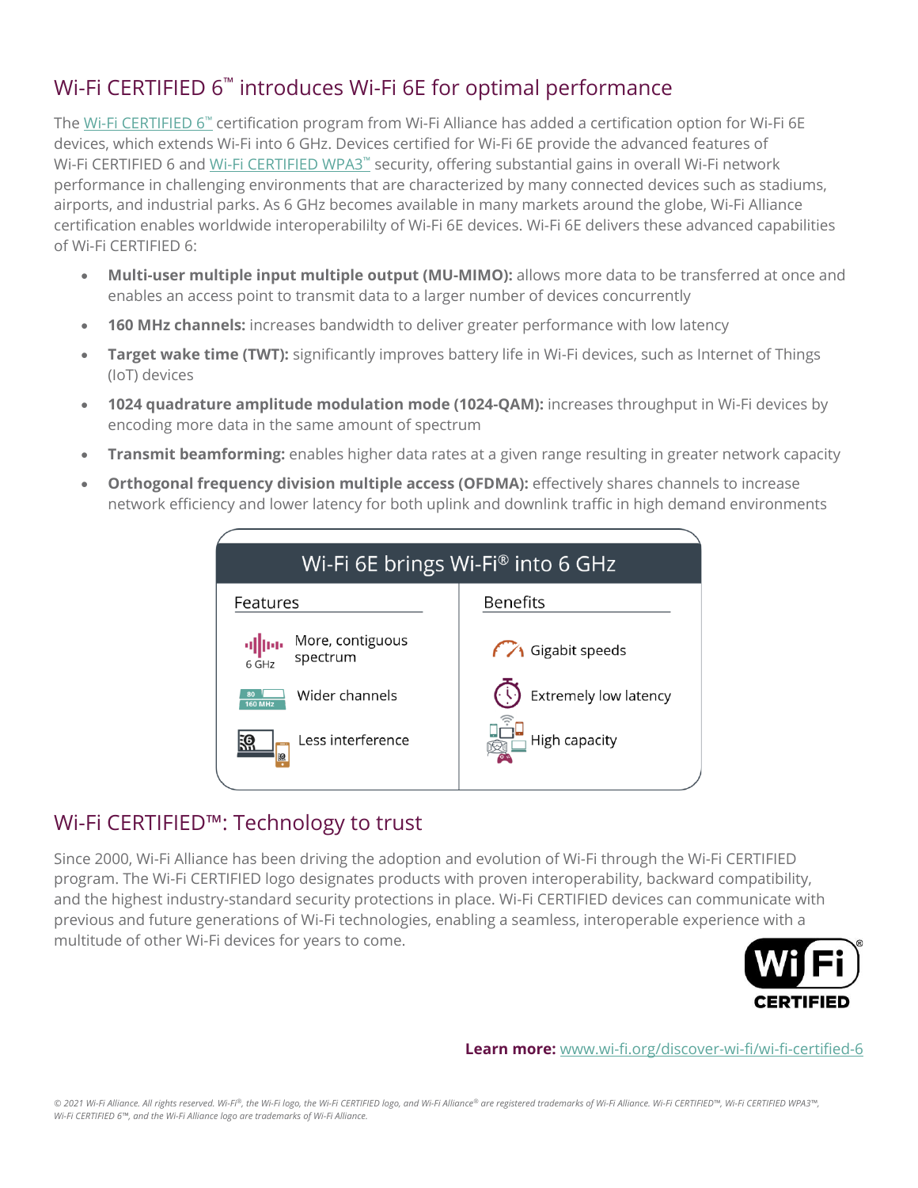## Wi-Fi CERTIFIED 6™ introduces Wi-Fi 6E for optimal performance

The Wi-Fi CERTIFIED 6™ certification program from Wi-Fi Alliance has added a certification option for Wi-Fi 6E devices, which extends Wi-Fi into 6 GHz. Devices certified for Wi-Fi 6E provide the advanced features of Wi-Fi CERTIFIED 6 and Wi-Fi CERTIFIED WPA3™ security, offering substantial gains in overall Wi-Fi network performance in challenging environments that are characterized by many connected devices such as stadiums, airports, and industrial parks. As 6 GHz becomes available in many markets around the globe, Wi-Fi Alliance certification enables worldwide interoperabililty of Wi-Fi 6E devices. Wi-Fi 6E delivers these advanced capabilities of Wi-Fi CERTIFIED 6:

- **Multi-user multiple input multiple output (MU-MIMO):** allows more data to be transferred at once and enables an access point to transmit data to a larger number of devices concurrently
- **160 MHz channels:** increases bandwidth to deliver greater performance with low latency
- **Target wake time (TWT):** significantly improves battery life in Wi-Fi devices, such as Internet of Things (IoT) devices
- **1024 quadrature amplitude modulation mode (1024-QAM):** increases throughput in Wi-Fi devices by encoding more data in the same amount of spectrum
- **Transmit beamforming:** enables higher data rates at a given range resulting in greater network capacity
- **Orthogonal frequency division multiple access (OFDMA):** effectively shares channels to increase network efficiency and lower latency for both uplink and downlink traffic in high demand environments

| Wi-Fi 6E brings Wi-Fi® into 6 GHz | |
|---|---|
| **Features** | **Benefits** |
| More, contiguous spectrum | Gigabit speeds |
| Wider channels | Extremely low latency |
| Less interference | High capacity |

## Wi-Fi CERTIFIED™: Technology to trust

Since 2000, Wi-Fi Alliance has been driving the adoption and evolution of Wi-Fi through the Wi-Fi CERTIFIED program. The Wi-Fi CERTIFIED logo designates products with proven interoperability, backward compatibility, and the highest industry-standard security protections in place. Wi-Fi CERTIFIED devices can communicate with previous and future generations of Wi-Fi technologies, enabling a seamless, interoperable experience with a multitude of other Wi-Fi devices for years to come.

**Learn more:** www.wi-fi.org/discover-wi-fi/wi-fi-certified-6

*© 2021 Wi-Fi Alliance. All rights reserved. Wi-Fi®, the Wi-Fi logo, the Wi-Fi CERTIFIED logo, and Wi-Fi Alliance® are registered trademarks of Wi-Fi Alliance. Wi-Fi CERTIFIED™, Wi-Fi CERTIFIED WPA3™, Wi-Fi CERTIFIED 6™, and the Wi-Fi Alliance logo are trademarks of Wi-Fi Alliance.*